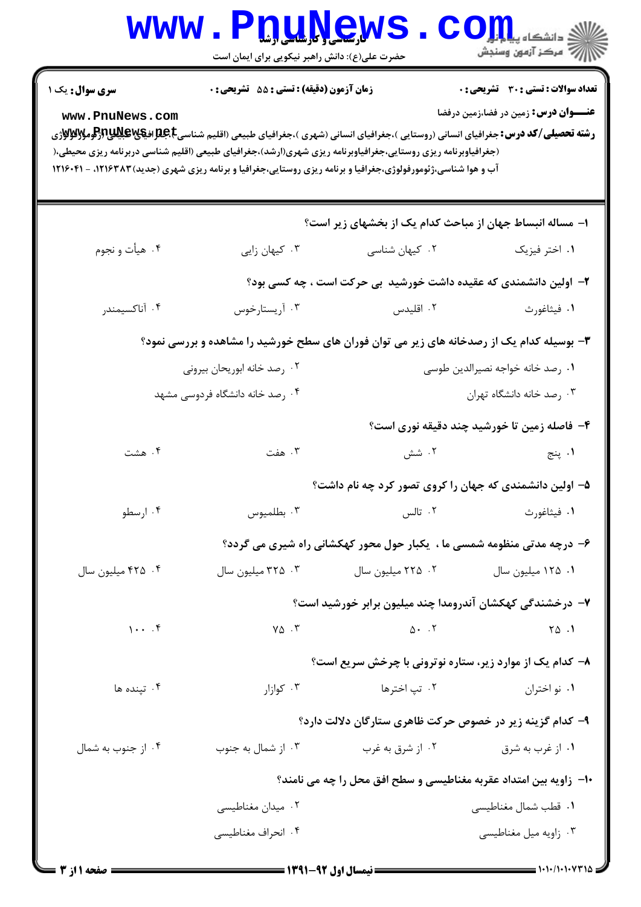**سری سوال:** یک ۱

**زمان آزمون (دقیقه) : تستی : ۵۵ تشریحی : ۰**

**تعداد سوالات : تستی : ۳۰ تشریحی : ۰**

**عنـــوان درس:** زمین در فضا،زمین درفضا

**رشته تحصیلی/کد درس:** جغرافیای انسانی (روستایی )،جغرافیای انسانی (شهری )،جغرافیای طبیعی (اقلیم شناسی )،جغرافیای طبیعی (ژئومورفولوژی (جغرافیاوبرنامه ریزی روستایی،جغرافیاوبرنامه ریزی شهری(ارشد)،جغرافیای طبیعی (اقلیم شناسی دربرنامه ریزی محیطی،( آب و هوا شناسی،ژئومورفولوژی،جغرافیا و برنامه ریزی روستایی،جغرافیا و برنامه ریزی شهری (جدید) ۱۲۱۶۳۸۳، - ۱۲۱۶۰۴۱

۱- مساله انبساط جهان از مباحث کدام یک از بخشهای زیر است؟

۱. اختر فیزیک
۲. کیهان شناسی
۳. کیهان زایی
۴. هیأت و نجوم

۲- اولین دانشمندی که عقیده داشت خورشید بی حرکت است ، چه کسی بود؟

۱. فیثاغورث
۲. اقلیدس
۳. آریستارخوس
۴. آناکسیمندر

۳- بوسیله کدام یک از رصدخانه های زیر می توان فوران های سطح خورشید را مشاهده و بررسی نمود؟

۱. رصد خانه خواجه نصیرالدین طوسی
۲. رصد خانه ابوریحان بیرونی
۳. رصد خانه دانشگاه تهران
۴. رصد خانه دانشگاه فردوسی مشهد

۴- فاصله زمین تا خورشید چند دقیقه نوری است؟

۱. پنج
۲. شش
۳. هفت
۴. هشت

۵- اولین دانشمندی که جهان را کروی تصور کرد چه نام داشت؟

۱. فیثاغورث
۲. تالس
۳. بطلمیوس
۴. ارسطو

۶- درچه مدتی منظومه شمسی ما ، یکبار حول محور کهکشانی راه شیری می گردد؟

۱. ۱۲۵ میلیون سال
۲. ۲۲۵ میلیون سال
۳. ۳۲۵ میلیون سال
۴. ۴۲۵ میلیون سال

۷- درخشندگی کهکشان آندرومدا چند میلیون برابر خورشید است؟

۱. ۲۵
۲. ۵۰
۳. ۷۵
۴. ۱۰۰

۸- کدام یک از موارد زیر، ستاره نوترونی با چرخش سریع است؟

۱. نو اختران
۲. تپ اخترها
۳. کوازار
۴. تپنده ها

۹- کدام گزینه زیر در خصوص حرکت ظاهری ستارگان دلالت دارد؟

۱. از غرب به شرق
۲. از شرق به غرب
۳. از شمال به جنوب
۴. از جنوب به شمال

۱۰- زاویه بین امتداد عقربه مغناطیسی و سطح افق محل را چه می نامند؟

۱. قطب شمال مغناطیسی
۲. میدان مغناطیسی
۳. زاویه میل مغناطیسی
۴. انحراف مغناطیسی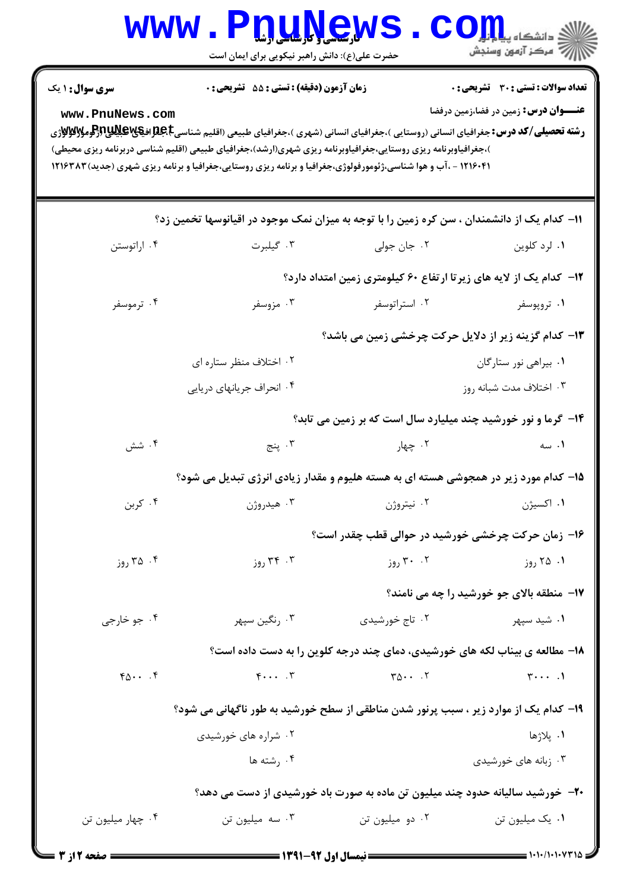**سری سوال:** ۱ یک

**زمان آزمون (دقیقه) : تستی : ۵۵ تشریحی : ۰**

**تعداد سوالات : تستی : ۳۰ تشریحی : ۰**

**عنـــوان درس:** زمین در فضا،زمین درفضا

**رشته تحصیلی/کد درس:** جغرافیای انسانی (روستایی )،جغرافیای انسانی (شهری )،جغرافیای طبیعی (اقلیم شناسی )،جغرافیای طبیعی (ژئومورفولوژی )،جغرافیاوبرنامه ریزی روستایی،جغرافیاوبرنامه ریزی شهری(ارشد)،جغرافیای طبیعی (اقلیم شناسی دربرنامه ریزی محیطی) ۱۲۱۶۰۴۱ - ،آب و هوا شناسی،ژئومورفولوژی،جغرافیا و برنامه ریزی روستایی،جغرافیا و برنامه ریزی شهری (جدید)۱۲۱۶۳۸۳

۱۱- کدام یک از دانشمندان ، سن کره زمین را با توجه به میزان نمک موجود در اقیانوسها تخمین زد؟

۱. لرد کلوین
۲. جان جولی
۳. گیلبرت
۴. اراتوستن

۱۲- کدام یک از لایه های زیرتا ارتفاع ۶۰ کیلومتری زمین امتداد دارد؟

۱. تروپوسفر
۲. استراتوسفر
۳. مزوسفر
۴. ترموسفر

۱۳- کدام گزینه زیر از دلایل حرکت چرخشی زمین می باشد؟

۱. بیراهی نور ستارگان
۲. اختلاف منظر ستاره ای
۳. اختلاف مدت شبانه روز
۴. انحراف جریانهای دریایی

۱۴- گرما و نور خورشید چند میلیارد سال است که بر زمین می تابد؟

۱. سه
۲. چهار
۳. پنج
۴. شش

۱۵- کدام مورد زیر در همجوشی هسته ای به هسته هلیوم و مقدار زیادی انرژی تبدیل می شود؟

۱. اکسیژن
۲. نیتروژن
۳. هیدروژن
۴. کربن

۱۶- زمان حرکت چرخشی خورشید در حوالی قطب چقدر است؟

۱. ۲۵ روز
۲. ۳۰ روز
۳. ۳۴ روز
۴. ۳۵ روز

۱۷- منطقه بالای جو خورشید را چه می نامند؟

۱. شید سپهر
۲. تاج خورشیدی
۳. رنگین سپهر
۴. جو خارجی

۱۸- مطالعه ی بیناب لکه های خورشیدی، دمای چند درجه کلوین را به دست داده است؟

۱. ۳۰۰۰
۲. ۳۵۰۰
۳. ۴۰۰۰
۴. ۴۵۰۰

۱۹- کدام یک از موارد زیر ، سبب پرنور شدن مناطقی از سطح خورشید به طور ناگهانی می شود؟

۱. پلاژها
۲. شراره های خورشیدی
۳. زبانه های خورشیدی
۴. رشته ها

۲۰- خورشید سالیانه حدود چند میلیون تن ماده به صورت باد خورشیدی از دست می دهد؟

۱. یک میلیون تن
۲. دو میلیون تن
۳. سه میلیون تن
۴. چهار میلیون تن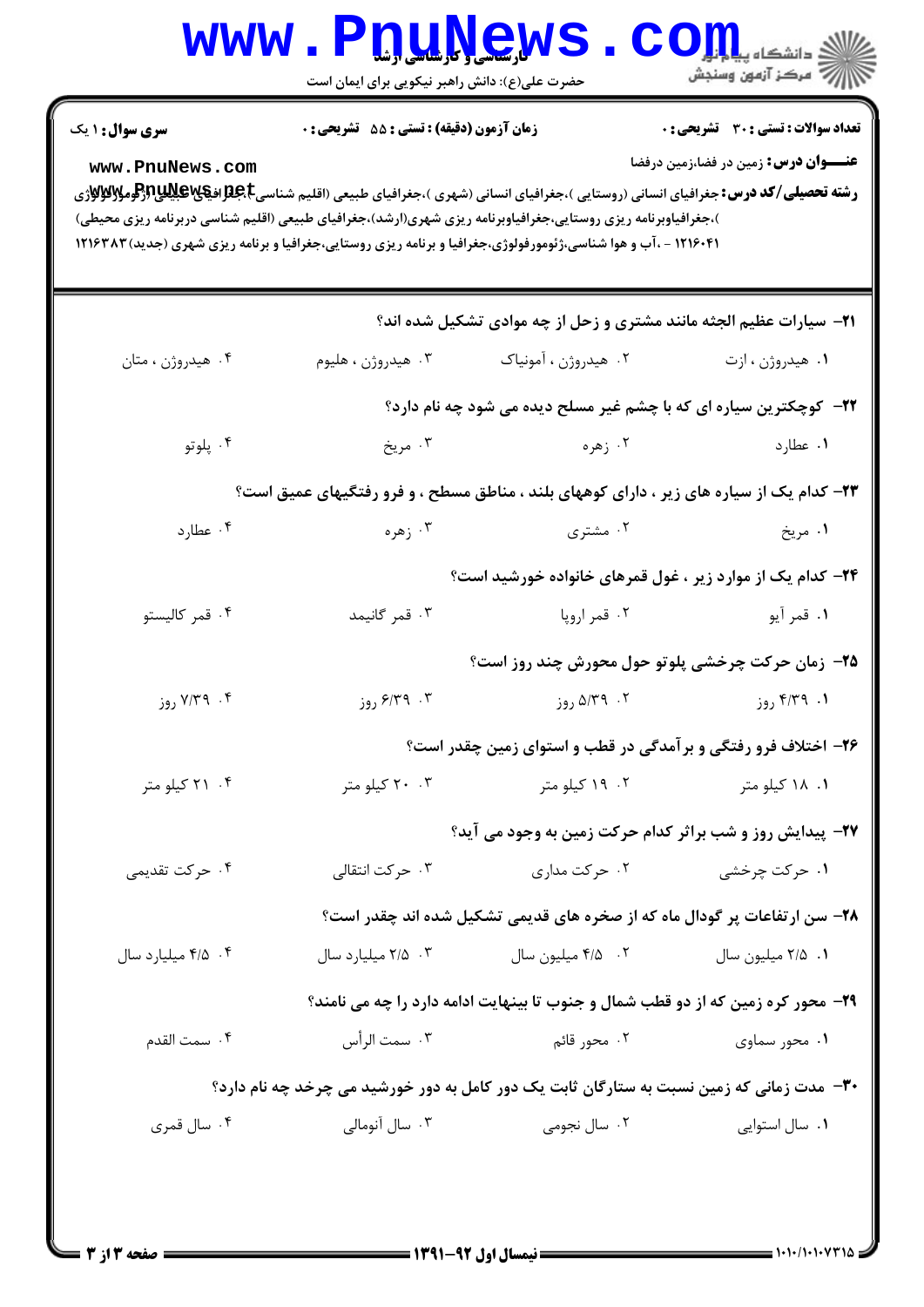**سری سوال:** ۱ یک

**زمان آزمون (دقیقه) : تستی : ۵۵ تشریحی : ۰**

**تعداد سوالات : تستی : ۳۰ تشریحی : ۰**

**عنـــوان درس:** زمین در فضا،زمین درفضا

**رشته تحصیلی/کد درس:** جغرافیای انسانی (روستایی )،جغرافیای انسانی (شهری )،جغرافیای طبیعی (اقلیم شناسی )،جغرافیای طبیعی (ژئومورفولوژی )،جغرافیاوبرنامه ریزی روستایی،جغرافیاوبرنامه ریزی شهری(ارشد)،جغرافیای طبیعی (اقلیم شناسی دربرنامه ریزی محیطی) ۱۲۱۶۰۴۱ - ،آب و هوا شناسی،ژئومورفولوژی،جغرافیا و برنامه ریزی روستایی،جغرافیا و برنامه ریزی شهری (جدید) ۱۲۱۶۳۸۳

۲۱- سیارات عظیم الجثه مانند مشتری و زحل از چه موادی تشکیل شده اند؟

۱. هیدروژن ، ازت
۲. هیدروژن ، آمونیاک
۳. هیدروژن ، هلیوم
۴. هیدروژن ، متان

۲۲- کوچکترین سیاره ای که با چشم غیر مسلح دیده می شود چه نام دارد؟

۱. عطارد
۲. زهره
۳. مریخ
۴. پلوتو

۲۳- کدام یک از سیاره های زیر ، دارای کوههای بلند ، مناطق مسطح ، و فرو رفتگیهای عمیق است؟

۱. مریخ
۲. مشتری
۳. زهره
۴. عطارد

۲۴- کدام یک از موارد زیر ، غول قمرهای خانواده خورشید است؟

۱. قمر آیو
۲. قمر اروپا
۳. قمر گانیمد
۴. قمر کالیستو

۲۵- زمان حرکت چرخشی پلوتو حول محورش چند روز است؟

۱. ۴/۳۹ روز
۲. ۵/۳۹ روز
۳. ۶/۳۹ روز
۴. ۷/۳۹ روز

۲۶- اختلاف فرو رفتگی و برآمدگی در قطب و استوای زمین چقدر است؟

۱. ۱۸ کیلو متر
۲. ۱۹ کیلو متر
۳. ۲۰ کیلو متر
۴. ۲۱ کیلو متر

۲۷- پیدایش روز و شب براثر کدام حرکت زمین به وجود می آید؟

۱. حرکت چرخشی
۲. حرکت مداری
۳. حرکت انتقالی
۴. حرکت تقدیمی

۲۸- سن ارتفاعات پر گودال ماه که از صخره های قدیمی تشکیل شده اند چقدر است؟

۱. ۲/۵ میلیون سال
۲. ۴/۵ میلیون سال
۳. ۲/۵ میلیارد سال
۴. ۴/۵ میلیارد سال

۲۹- محور کره زمین که از دو قطب شمال و جنوب تا بینهایت ادامه دارد را چه می نامند؟

۱. محور سماوی
۲. محور قائم
۳. سمت الرأس
۴. سمت القدم

۳۰- مدت زمانی که زمین نسبت به ستارگان ثابت یک دور کامل به دور خورشید می چرخد چه نام دارد؟

۱. سال استوایی
۲. سال نجومی
۳. سال آنومالی
۴. سال قمری